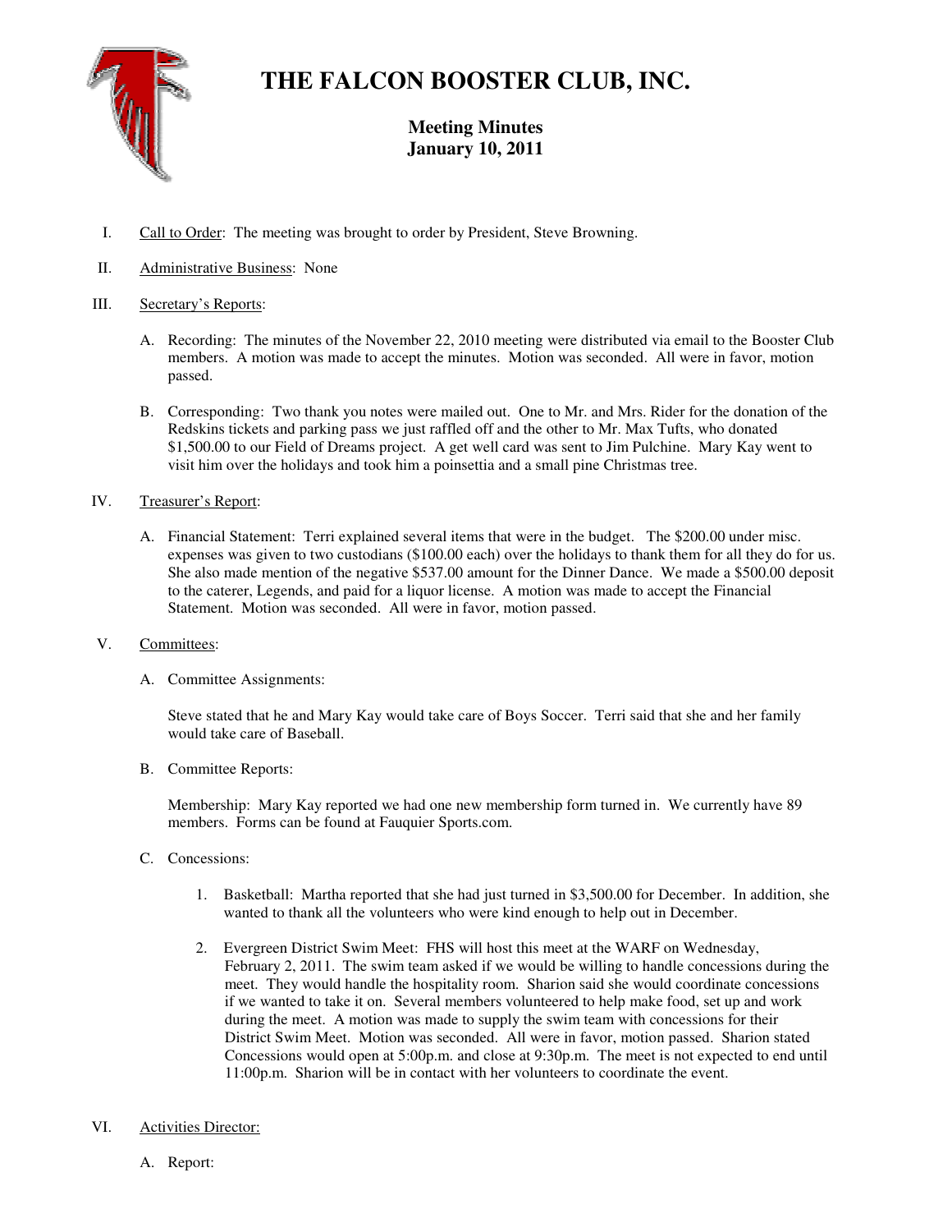# THE FALCON BOOSTER CLUB, INC.

## Meeting Minutes
## January 10, 2011

I. Call to Order: The meeting was brought to order by President, Steve Browning.

II. Administrative Business: None

III. Secretary's Reports:

   A. Recording: The minutes of the November 22, 2010 meeting were distributed via email to the Booster Club members. A motion was made to accept the minutes. Motion was seconded. All were in favor, motion passed.

   B. Corresponding: Two thank you notes were mailed out. One to Mr. and Mrs. Rider for the donation of the Redskins tickets and parking pass we just raffled off and the other to Mr. Max Tufts, who donated $1,500.00 to our Field of Dreams project. A get well card was sent to Jim Pulchine. Mary Kay went to visit him over the holidays and took him a poinsettia and a small pine Christmas tree.

IV. Treasurer's Report:

   A. Financial Statement: Terri explained several items that were in the budget. The $200.00 under misc. expenses was given to two custodians ($100.00 each) over the holidays to thank them for all they do for us. She also made mention of the negative $537.00 amount for the Dinner Dance. We made a $500.00 deposit to the caterer, Legends, and paid for a liquor license. A motion was made to accept the Financial Statement. Motion was seconded. All were in favor, motion passed.

V. Committees:

   A. Committee Assignments:

      Steve stated that he and Mary Kay would take care of Boys Soccer. Terri said that she and her family would take care of Baseball.

   B. Committee Reports:

      Membership: Mary Kay reported we had one new membership form turned in. We currently have 89 members. Forms can be found at Fauquier Sports.com.

   C. Concessions:

      1. Basketball: Martha reported that she had just turned in $3,500.00 for December. In addition, she wanted to thank all the volunteers who were kind enough to help out in December.

      2. Evergreen District Swim Meet: FHS will host this meet at the WARF on Wednesday, February 2, 2011. The swim team asked if we would be willing to handle concessions during the meet. They would handle the hospitality room. Sharion said she would coordinate concessions if we wanted to take it on. Several members volunteered to help make food, set up and work during the meet. A motion was made to supply the swim team with concessions for their District Swim Meet. Motion was seconded. All were in favor, motion passed. Sharion stated Concessions would open at 5:00p.m. and close at 9:30p.m. The meet is not expected to end until 11:00p.m. Sharion will be in contact with her volunteers to coordinate the event.

VI. Activities Director:

   A. Report: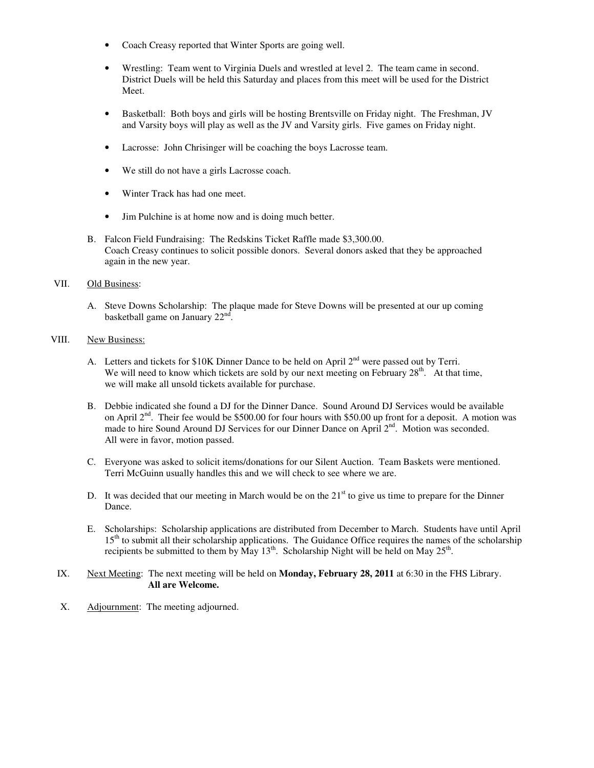- Coach Creasy reported that Winter Sports are going well.

- Wrestling: Team went to Virginia Duels and wrestled at level 2. The team came in second. District Duels will be held this Saturday and places from this meet will be used for the District Meet.

- Basketball: Both boys and girls will be hosting Brentsville on Friday night. The Freshman, JV and Varsity boys will play as well as the JV and Varsity girls. Five games on Friday night.

- Lacrosse: John Chrisinger will be coaching the boys Lacrosse team.

- We still do not have a girls Lacrosse coach.

- Winter Track has had one meet.

- Jim Pulchine is at home now and is doing much better.

B. Falcon Field Fundraising: The Redskins Ticket Raffle made $3,300.00. Coach Creasy continues to solicit possible donors. Several donors asked that they be approached again in the new year.

VII. Old Business:

A. Steve Downs Scholarship: The plaque made for Steve Downs will be presented at our up coming basketball game on January 22nd.

VIII. New Business:

A. Letters and tickets for $10K Dinner Dance to be held on April 2nd were passed out by Terri. We will need to know which tickets are sold by our next meeting on February 28th. At that time, we will make all unsold tickets available for purchase.

B. Debbie indicated she found a DJ for the Dinner Dance. Sound Around DJ Services would be available on April 2nd. Their fee would be $500.00 for four hours with $50.00 up front for a deposit. A motion was made to hire Sound Around DJ Services for our Dinner Dance on April 2nd. Motion was seconded. All were in favor, motion passed.

C. Everyone was asked to solicit items/donations for our Silent Auction. Team Baskets were mentioned. Terri McGuinn usually handles this and we will check to see where we are.

D. It was decided that our meeting in March would be on the 21st to give us time to prepare for the Dinner Dance.

E. Scholarships: Scholarship applications are distributed from December to March. Students have until April 15th to submit all their scholarship applications. The Guidance Office requires the names of the scholarship recipients be submitted to them by May 13th. Scholarship Night will be held on May 25th.

IX. Next Meeting: The next meeting will be held on **Monday, February 28, 2011** at 6:30 in the FHS Library. **All are Welcome.**

X. Adjournment: The meeting adjourned.